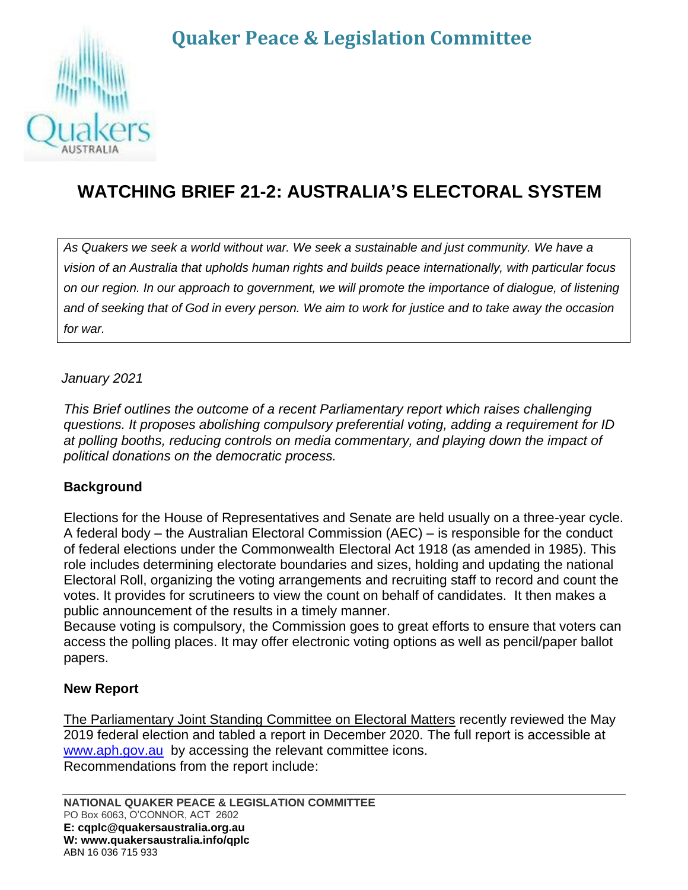# Quaker Peace & Legislation Committee

## WATCHING BRIEF 21-2: AUSTRALIA'S ELECTORAL SYSTEM

*As Quakers we seek a world without war. We seek a sustainable and just community. We have a vision of an Australia that upholds human rights and builds peace internationally, with particular focus on our region. In our approach to government, we will promote the importance of dialogue, of listening and of seeking that of God in every person. We aim to work for justice and to take away the occasion for war.*

*January 2021*

*This Brief outlines the outcome of a recent Parliamentary report which raises challenging questions. It proposes abolishing compulsory preferential voting, adding a requirement for ID at polling booths, reducing controls on media commentary, and playing down the impact of political donations on the democratic process.*

### Background

Elections for the House of Representatives and Senate are held usually on a three-year cycle. A federal body – the Australian Electoral Commission (AEC) – is responsible for the conduct of federal elections under the Commonwealth Electoral Act 1918 (as amended in 1985). This role includes determining electorate boundaries and sizes, holding and updating the national Electoral Roll, organizing the voting arrangements and recruiting staff to record and count the votes. It provides for scrutineers to view the count on behalf of candidates. It then makes a public announcement of the results in a timely manner.

Because voting is compulsory, the Commission goes to great efforts to ensure that voters can access the polling places. It may offer electronic voting options as well as pencil/paper ballot papers.

### New Report

The Parliamentary Joint Standing Committee on Electoral Matters recently reviewed the May 2019 federal election and tabled a report in December 2020. The full report is accessible at www.aph.gov.au by accessing the relevant committee icons.

Recommendations from the report include:

**NATIONAL QUAKER PEACE & LEGISLATION COMMITTEE**
PO Box 6063, O'CONNOR, ACT 2602
**E: cqplc@quakersaustralia.org.au**
**W: www.quakersaustralia.info/qplc**
ABN 16 036 715 933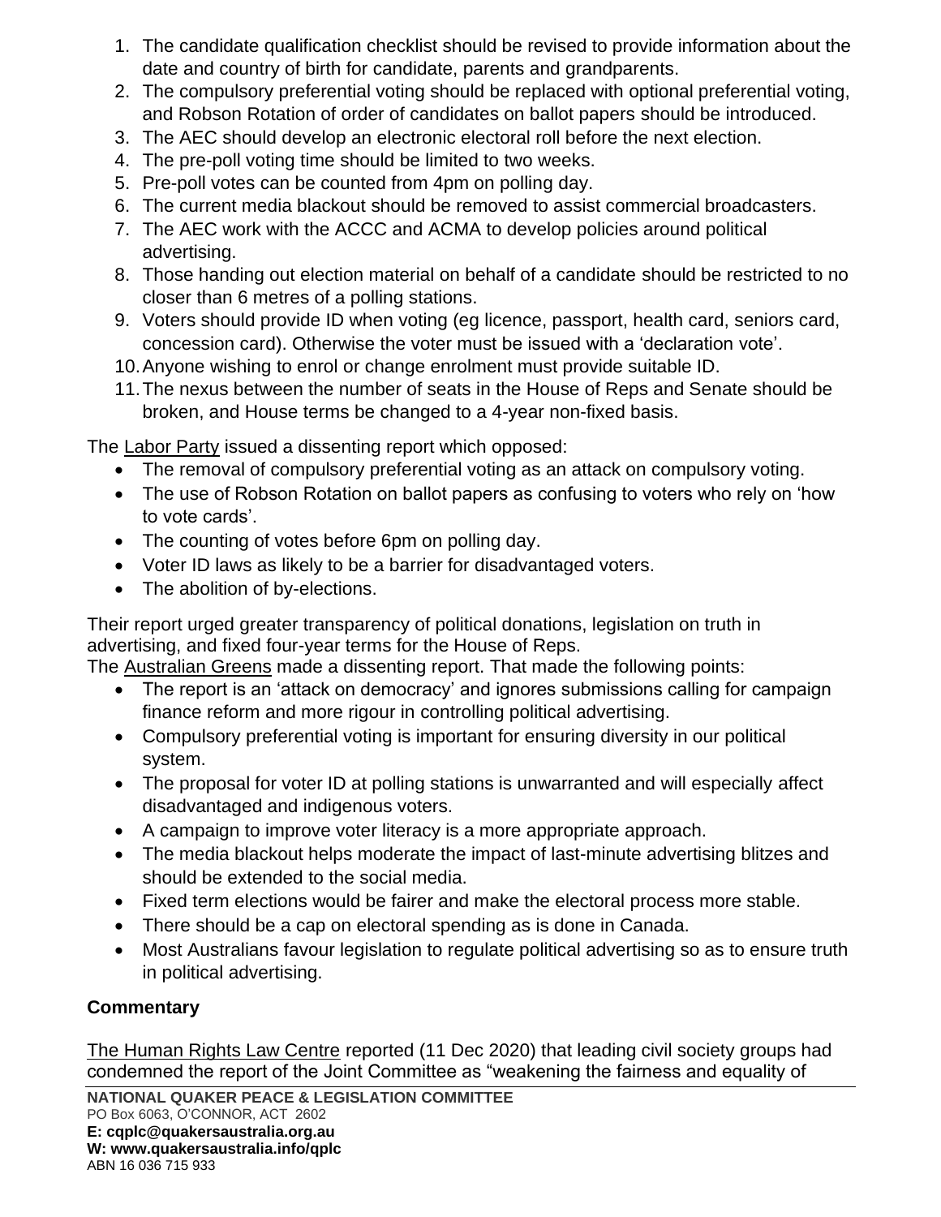1. The candidate qualification checklist should be revised to provide information about the date and country of birth for candidate, parents and grandparents.
2. The compulsory preferential voting should be replaced with optional preferential voting, and Robson Rotation of order of candidates on ballot papers should be introduced.
3. The AEC should develop an electronic electoral roll before the next election.
4. The pre-poll voting time should be limited to two weeks.
5. Pre-poll votes can be counted from 4pm on polling day.
6. The current media blackout should be removed to assist commercial broadcasters.
7. The AEC work with the ACCC and ACMA to develop policies around political advertising.
8. Those handing out election material on behalf of a candidate should be restricted to no closer than 6 metres of a polling stations.
9. Voters should provide ID when voting (eg licence, passport, health card, seniors card, concession card). Otherwise the voter must be issued with a 'declaration vote'.
10. Anyone wishing to enrol or change enrolment must provide suitable ID.
11. The nexus between the number of seats in the House of Reps and Senate should be broken, and House terms be changed to a 4-year non-fixed basis.

The Labor Party issued a dissenting report which opposed:

- The removal of compulsory preferential voting as an attack on compulsory voting.
- The use of Robson Rotation on ballot papers as confusing to voters who rely on 'how to vote cards'.
- The counting of votes before 6pm on polling day.
- Voter ID laws as likely to be a barrier for disadvantaged voters.
- The abolition of by-elections.

Their report urged greater transparency of political donations, legislation on truth in advertising, and fixed four-year terms for the House of Reps.

The Australian Greens made a dissenting report. That made the following points:

- The report is an 'attack on democracy' and ignores submissions calling for campaign finance reform and more rigour in controlling political advertising.
- Compulsory preferential voting is important for ensuring diversity in our political system.
- The proposal for voter ID at polling stations is unwarranted and will especially affect disadvantaged and indigenous voters.
- A campaign to improve voter literacy is a more appropriate approach.
- The media blackout helps moderate the impact of last-minute advertising blitzes and should be extended to the social media.
- Fixed term elections would be fairer and make the electoral process more stable.
- There should be a cap on electoral spending as is done in Canada.
- Most Australians favour legislation to regulate political advertising so as to ensure truth in political advertising.

**Commentary**

The Human Rights Law Centre reported (11 Dec 2020) that leading civil society groups had condemned the report of the Joint Committee as "weakening the fairness and equality of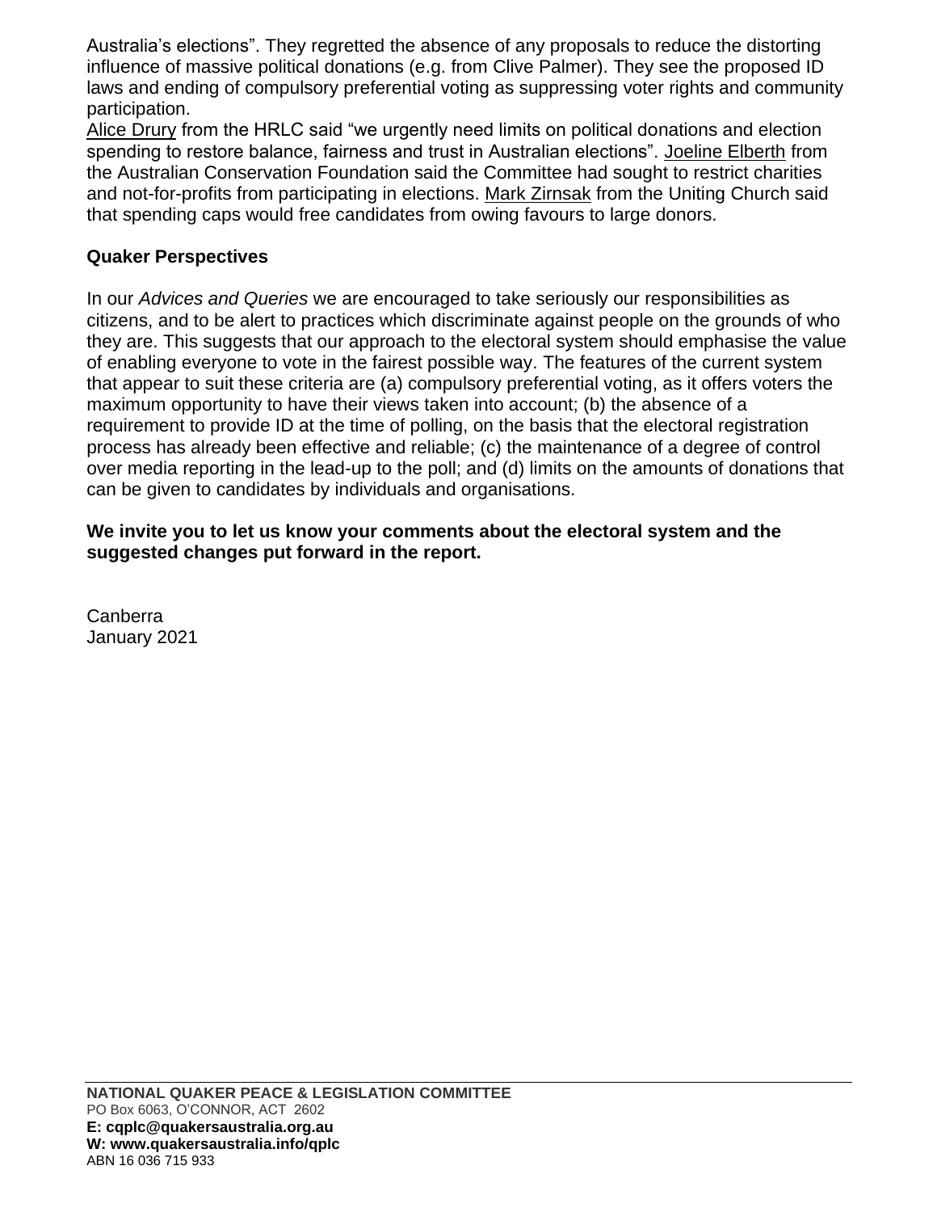Australia's elections". They regretted the absence of any proposals to reduce the distorting influence of massive political donations (e.g. from Clive Palmer). They see the proposed ID laws and ending of compulsory preferential voting as suppressing voter rights and community participation.

Alice Drury from the HRLC said "we urgently need limits on political donations and election spending to restore balance, fairness and trust in Australian elections". Joeline Elberth from the Australian Conservation Foundation said the Committee had sought to restrict charities and not-for-profits from participating in elections. Mark Zirnsak from the Uniting Church said that spending caps would free candidates from owing favours to large donors.

## Quaker Perspectives

In our *Advices and Queries* we are encouraged to take seriously our responsibilities as citizens, and to be alert to practices which discriminate against people on the grounds of who they are. This suggests that our approach to the electoral system should emphasise the value of enabling everyone to vote in the fairest possible way. The features of the current system that appear to suit these criteria are (a) compulsory preferential voting, as it offers voters the maximum opportunity to have their views taken into account; (b) the absence of a requirement to provide ID at the time of polling, on the basis that the electoral registration process has already been effective and reliable; (c) the maintenance of a degree of control over media reporting in the lead-up to the poll; and (d) limits on the amounts of donations that can be given to candidates by individuals and organisations.

**We invite you to let us know your comments about the electoral system and the suggested changes put forward in the report.**

Canberra
January 2021

**NATIONAL QUAKER PEACE & LEGISLATION COMMITTEE**
PO Box 6063, O'CONNOR, ACT 2602
**E: cqplc@quakersaustralia.org.au**
**W: www.quakersaustralia.info/qplc**
ABN 16 036 715 933